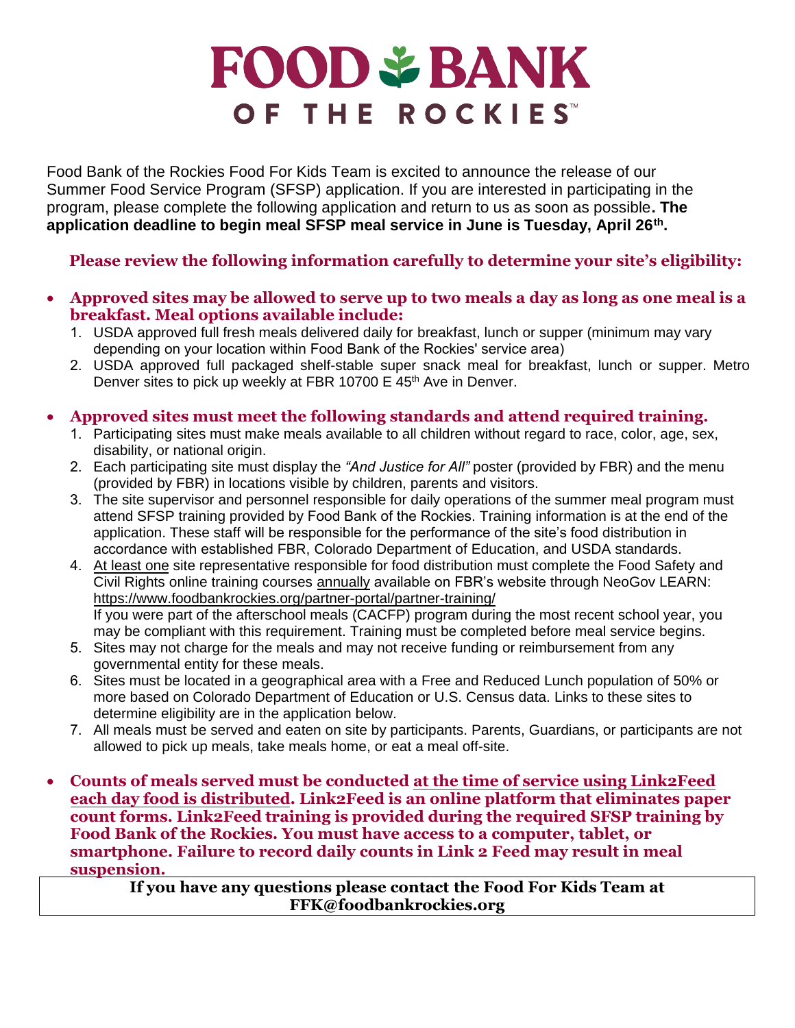# FOOD BANK OF THE ROCKIES

Food Bank of the Rockies Food For Kids Team is excited to announce the release of our Summer Food Service Program (SFSP) application. If you are interested in participating in the program, please complete the following application and return to us as soon as possible**. The application deadline to begin meal SFSP meal service in June is Tuesday, April 26th.**

**Please review the following information carefully to determine your site's eligibility:**

- **Approved sites may be allowed to serve up to two meals a day as long as one meal is a breakfast. Meal options available include:**
  1. USDA approved full fresh meals delivered daily for breakfast, lunch or supper (minimum may vary depending on your location within Food Bank of the Rockies' service area)
  2. USDA approved full packaged shelf-stable super snack meal for breakfast, lunch or supper. Metro Denver sites to pick up weekly at FBR 10700 E 45th Ave in Denver.

- **Approved sites must meet the following standards and attend required training.**
  1. Participating sites must make meals available to all children without regard to race, color, age, sex, disability, or national origin.
  2. Each participating site must display the *"And Justice for All"* poster (provided by FBR) and the menu (provided by FBR) in locations visible by children, parents and visitors.
  3. The site supervisor and personnel responsible for daily operations of the summer meal program must attend SFSP training provided by Food Bank of the Rockies. Training information is at the end of the application. These staff will be responsible for the performance of the site's food distribution in accordance with established FBR, Colorado Department of Education, and USDA standards.
  4. At least one site representative responsible for food distribution must complete the Food Safety and Civil Rights online training courses annually available on FBR's website through NeoGov LEARN: https://www.foodbankrockies.org/partner-portal/partner-training/  
     If you were part of the afterschool meals (CACFP) program during the most recent school year, you may be compliant with this requirement. Training must be completed before meal service begins.
  5. Sites may not charge for the meals and may not receive funding or reimbursement from any governmental entity for these meals.
  6. Sites must be located in a geographical area with a Free and Reduced Lunch population of 50% or more based on Colorado Department of Education or U.S. Census data. Links to these sites to determine eligibility are in the application below.
  7. All meals must be served and eaten on site by participants. Parents, Guardians, or participants are not allowed to pick up meals, take meals home, or eat a meal off-site.

- **Counts of meals served must be conducted at the time of service using Link2Feed each day food is distributed. Link2Feed is an online platform that eliminates paper count forms. Link2Feed training is provided during the required SFSP training by Food Bank of the Rockies. You must have access to a computer, tablet, or smartphone. Failure to record daily counts in Link 2 Feed may result in meal suspension.**

**If you have any questions please contact the Food For Kids Team at FFK@foodbankrockies.org**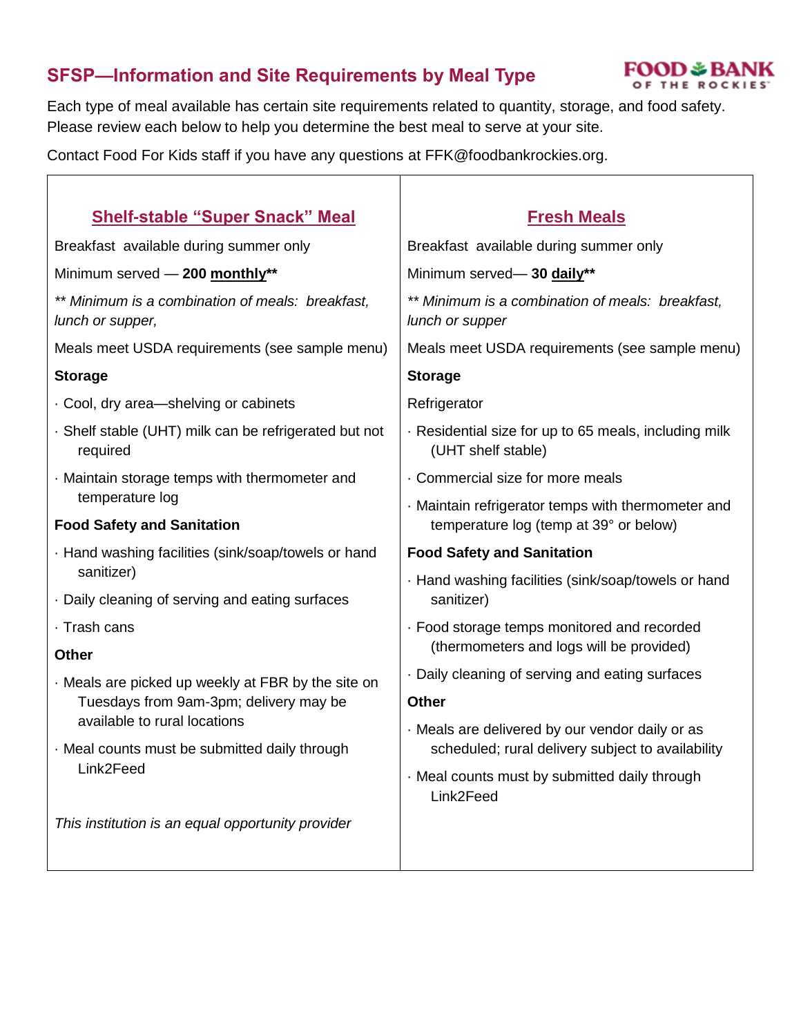## SFSP—Information and Site Requirements by Meal Type

Each type of meal available has certain site requirements related to quantity, storage, and food safety. Please review each below to help you determine the best meal to serve at your site.

Contact Food For Kids staff if you have any questions at FFK@foodbankrockies.org.

### Shelf-stable "Super Snack" Meal

Breakfast available during summer only

Minimum served — **200 monthly****

*** Minimum is a combination of meals: breakfast, lunch or supper,*

Meals meet USDA requirements (see sample menu)

**Storage**

- Cool, dry area—shelving or cabinets
- Shelf stable (UHT) milk can be refrigerated but not required
- Maintain storage temps with thermometer and temperature log

**Food Safety and Sanitation**

- Hand washing facilities (sink/soap/towels or hand sanitizer)
- Daily cleaning of serving and eating surfaces
- Trash cans

**Other**

- Meals are picked up weekly at FBR by the site on Tuesdays from 9am-3pm; delivery may be available to rural locations
- Meal counts must be submitted daily through Link2Feed

*This institution is an equal opportunity provider*

### Fresh Meals

Breakfast available during summer only

Minimum served— **30 daily****

*** Minimum is a combination of meals: breakfast, lunch or supper*

Meals meet USDA requirements (see sample menu)

**Storage**

Refrigerator

- Residential size for up to 65 meals, including milk (UHT shelf stable)
- Commercial size for more meals
- Maintain refrigerator temps with thermometer and temperature log (temp at 39° or below)

**Food Safety and Sanitation**

- Hand washing facilities (sink/soap/towels or hand sanitizer)
- Food storage temps monitored and recorded (thermometers and logs will be provided)
- Daily cleaning of serving and eating surfaces

**Other**

- Meals are delivered by our vendor daily or as scheduled; rural delivery subject to availability
- Meal counts must by submitted daily through Link2Feed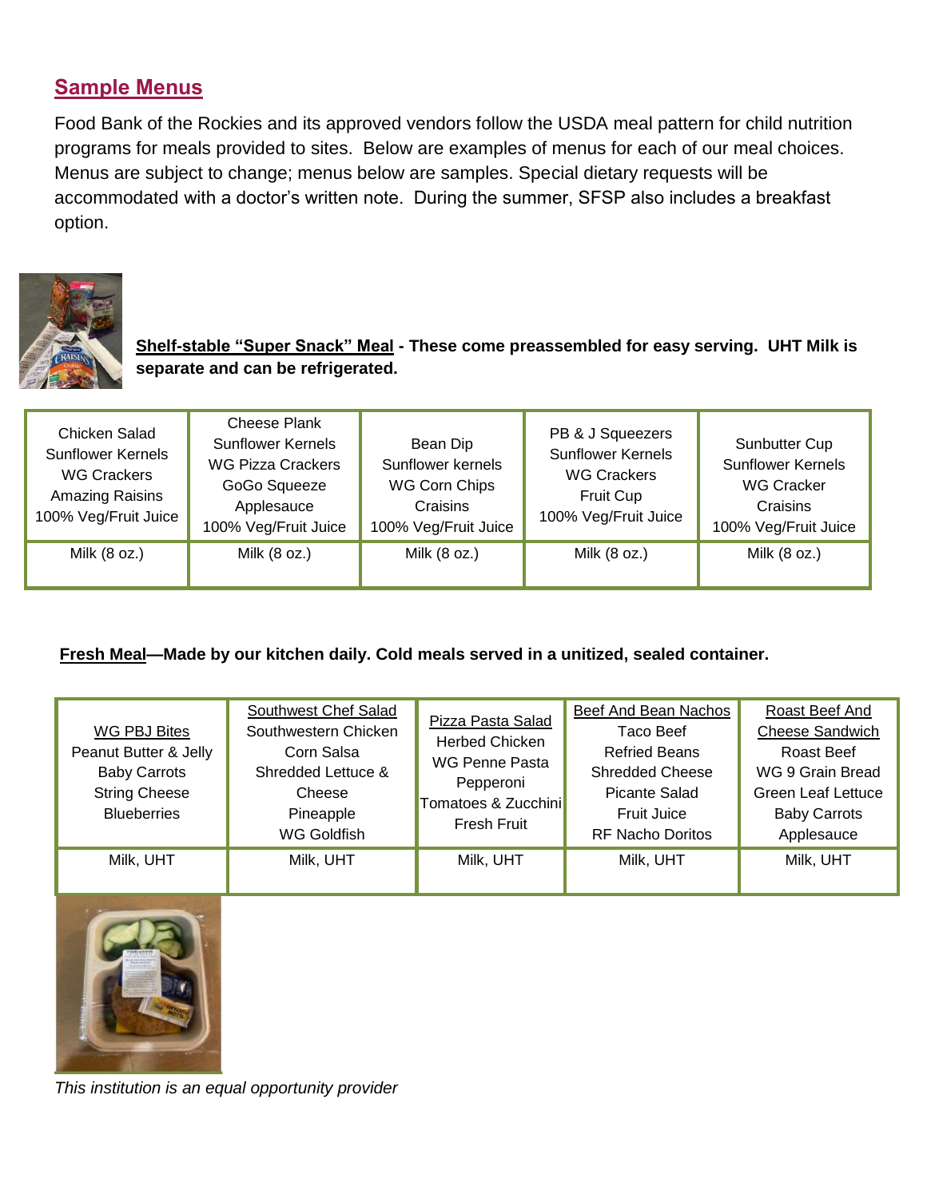## Sample Menus

Food Bank of the Rockies and its approved vendors follow the USDA meal pattern for child nutrition programs for meals provided to sites. Below are examples of menus for each of our meal choices. Menus are subject to change; menus below are samples. Special dietary requests will be accommodated with a doctor's written note. During the summer, SFSP also includes a breakfast option.

**Shelf-stable "Super Snack" Meal - These come preassembled for easy serving. UHT Milk is separate and can be refrigerated.**

| Chicken Salad<br>Sunflower Kernels<br>WG Crackers<br>Amazing Raisins<br>100% Veg/Fruit Juice | Cheese Plank<br>Sunflower Kernels<br>WG Pizza Crackers<br>GoGo Squeeze<br>Applesauce<br>100% Veg/Fruit Juice | Bean Dip<br>Sunflower kernels<br>WG Corn Chips<br>Craisins<br>100% Veg/Fruit Juice | PB & J Squeezers<br>Sunflower Kernels<br>WG Crackers<br>Fruit Cup<br>100% Veg/Fruit Juice | Sunbutter Cup<br>Sunflower Kernels<br>WG Cracker<br>Craisins<br>100% Veg/Fruit Juice |
|---|---|---|---|---|
| Milk (8 oz.) | Milk (8 oz.) | Milk (8 oz.) | Milk (8 oz.) | Milk (8 oz.) |

**Fresh Meal—Made by our kitchen daily. Cold meals served in a unitized, sealed container.**

| WG PBJ Bites<br>Peanut Butter & Jelly<br>Baby Carrots<br>String Cheese<br>Blueberries | Southwest Chef Salad<br>Southwestern Chicken<br>Corn Salsa<br>Shredded Lettuce & Cheese<br>Pineapple<br>WG Goldfish | Pizza Pasta Salad<br>Herbed Chicken<br>WG Penne Pasta<br>Pepperoni<br>Tomatoes & Zucchini<br>Fresh Fruit | Beef And Bean Nachos<br>Taco Beef<br>Refried Beans<br>Shredded Cheese<br>Picante Salad<br>Fruit Juice<br>RF Nacho Doritos | Roast Beef And Cheese Sandwich<br>Roast Beef<br>WG 9 Grain Bread<br>Green Leaf Lettuce<br>Baby Carrots<br>Applesauce |
|---|---|---|---|---|
| Milk, UHT | Milk, UHT | Milk, UHT | Milk, UHT | Milk, UHT |

*This institution is an equal opportunity provider*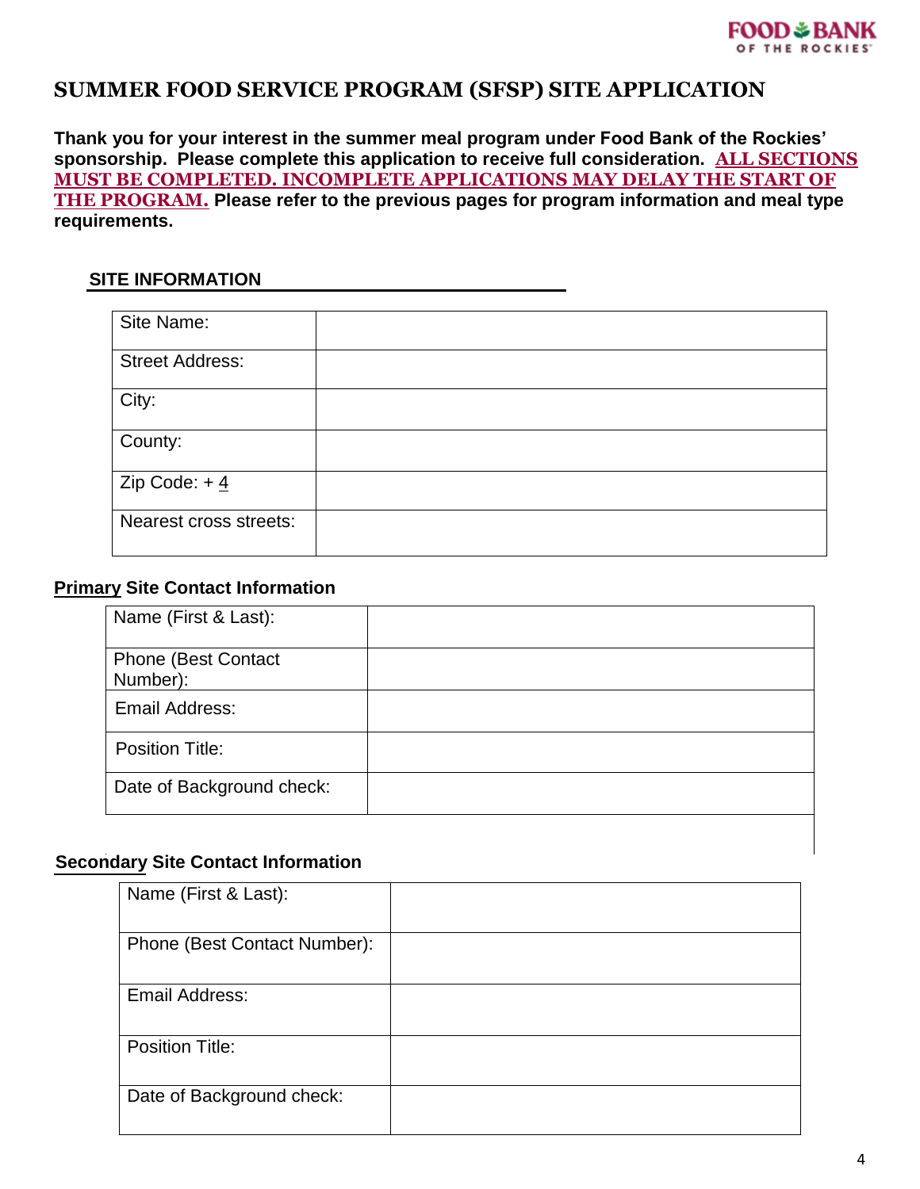# SUMMER FOOD SERVICE PROGRAM (SFSP) SITE APPLICATION

**Thank you for your interest in the summer meal program under Food Bank of the Rockies' sponsorship. Please complete this application to receive full consideration. ALL SECTIONS MUST BE COMPLETED. INCOMPLETE APPLICATIONS MAY DELAY THE START OF THE PROGRAM. Please refer to the previous pages for program information and meal type requirements.**

## SITE INFORMATION

| Site Name: | |
|---|---|
| Street Address: | |
| City: | |
| County: | |
| Zip Code: + 4 | |
| Nearest cross streets: | |

## Primary Site Contact Information

| Name (First & Last): | |
|---|---|
| Phone (Best Contact Number): | |
| Email Address: | |
| Position Title: | |
| Date of Background check: | |

## Secondary Site Contact Information

| Name (First & Last): | |
|---|---|
| Phone (Best Contact Number): | |
| Email Address: | |
| Position Title: | |
| Date of Background check: | |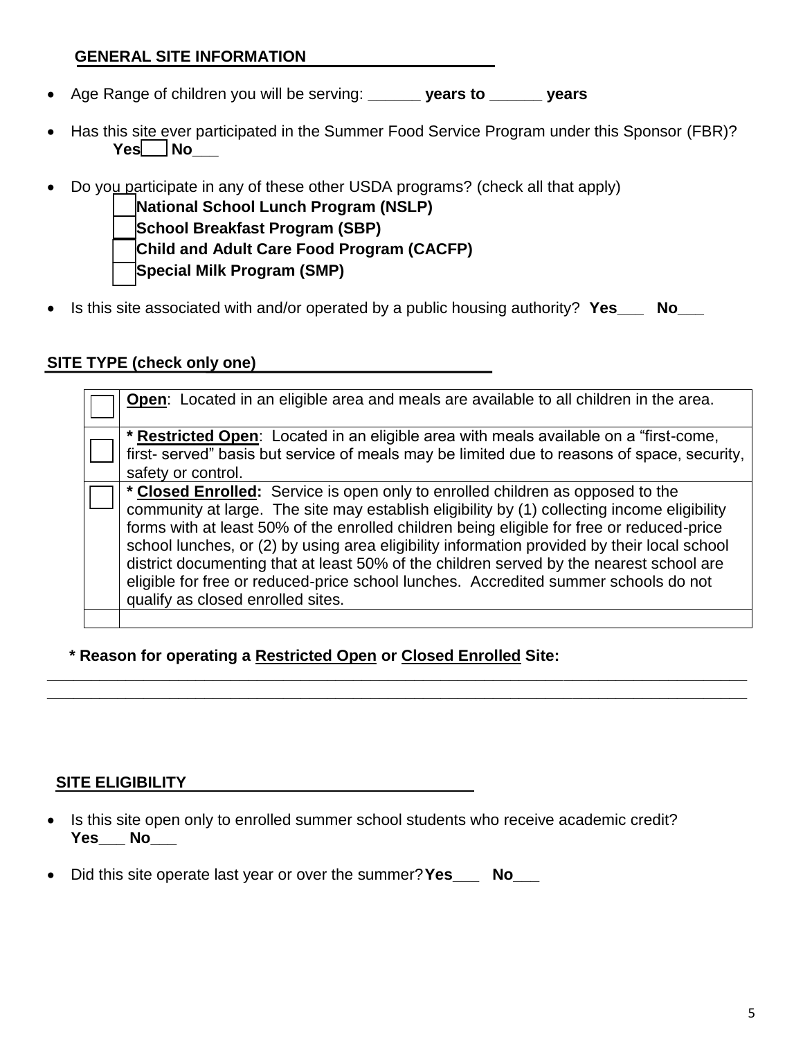## GENERAL SITE INFORMATION

- Age Range of children you will be serving: ______ **years to** ______ **years**
- Has this site ever participated in the Summer Food Service Program under this Sponsor (FBR)? **Yes**___ **No**___
- Do you participate in any of these other USDA programs? (check all that apply)
  - ☐ **National School Lunch Program (NSLP)**
  - ☐ **School Breakfast Program (SBP)**
  - ☐ **Child and Adult Care Food Program (CACFP)**
  - ☐ **Special Milk Program (SMP)**
- Is this site associated with and/or operated by a public housing authority? **Yes**___ **No**___

## SITE TYPE (check only one)

| | |
|---|---|
| ☐ | **Open**: Located in an eligible area and meals are available to all children in the area. |
| ☐ | **\* Restricted Open**: Located in an eligible area with meals available on a "first-come, first- served" basis but service of meals may be limited due to reasons of space, security, safety or control. |
| ☐ | **\* Closed Enrolled:** Service is open only to enrolled children as opposed to the community at large. The site may establish eligibility by (1) collecting income eligibility forms with at least 50% of the enrolled children being eligible for free or reduced-price school lunches, or (2) by using area eligibility information provided by their local school district documenting that at least 50% of the children served by the nearest school are eligible for free or reduced-price school lunches. Accredited summer schools do not qualify as closed enrolled sites. |
| | |

**\* Reason for operating a Restricted Open or Closed Enrolled Site:**

______________________________________________________________________________

______________________________________________________________________________

## SITE ELIGIBILITY

- Is this site open only to enrolled summer school students who receive academic credit? **Yes**___ **No**___
- Did this site operate last year or over the summer? **Yes**___ **No**___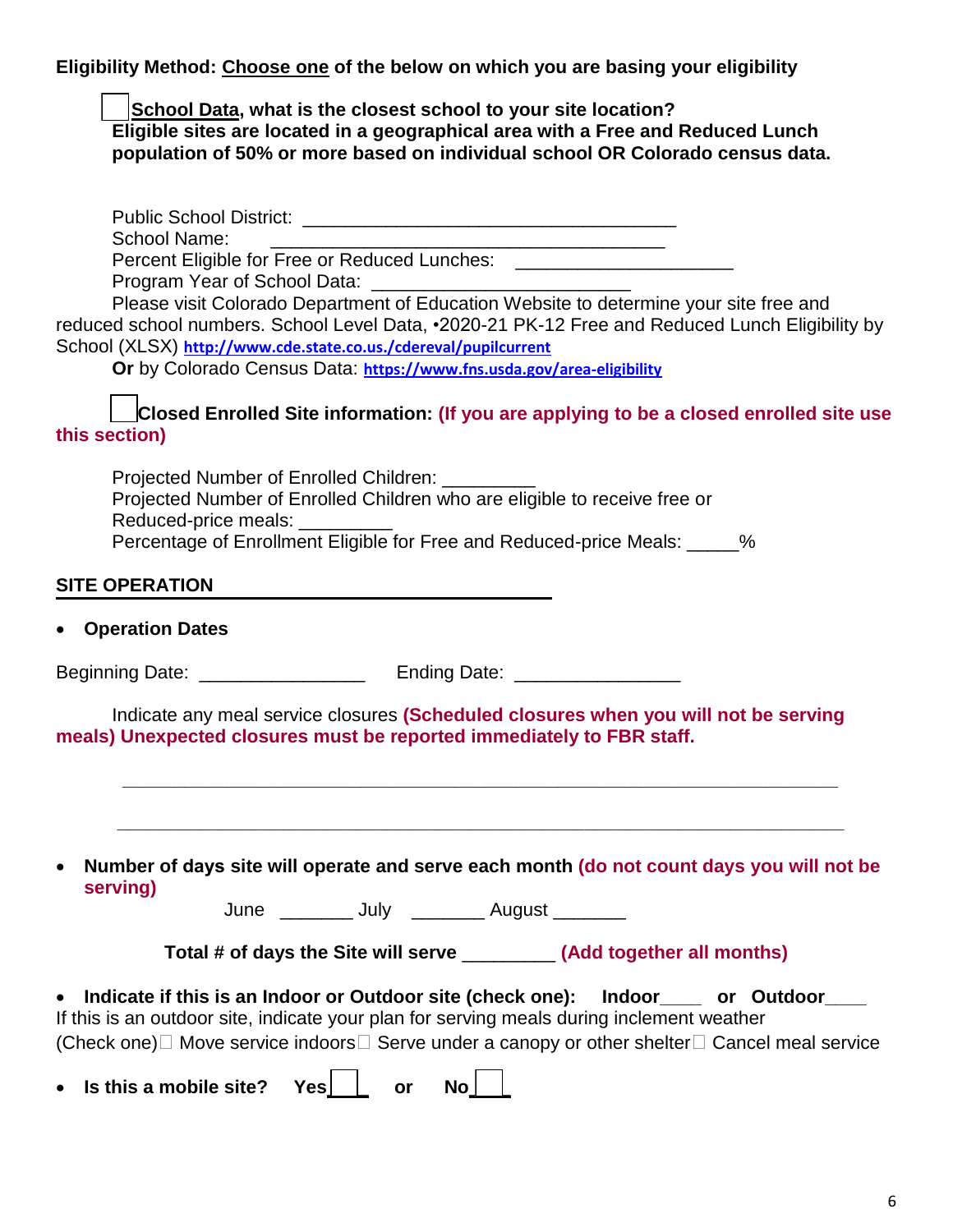**Eligibility Method:** **Choose one** **of the below on which you are basing your eligibility**

☐ **School Data, what is the closest school to your site location?**
**Eligible sites are located in a geographical area with a Free and Reduced Lunch population of 50% or more based on individual school OR Colorado census data.**

Public School District: ___________________________________

School Name: ___________________________________

Percent Eligible for Free or Reduced Lunches: ____________________

Program Year of School Data: ________________________

Please visit Colorado Department of Education Website to determine your site free and reduced school numbers. School Level Data, •2020-21 PK-12 Free and Reduced Lunch Eligibility by School (XLSX) http://www.cde.state.co.us./cdereval/pupilcurrent

**Or** by Colorado Census Data: https://www.fns.usda.gov/area-eligibility

☐ **Closed Enrolled Site information:** **(If you are applying to be a closed enrolled site use this section)**

Projected Number of Enrolled Children: _________

Projected Number of Enrolled Children who are eligible to receive free or Reduced-price meals: _________

Percentage of Enrollment Eligible for Free and Reduced-price Meals: _____%

## SITE OPERATION

- **Operation Dates**

Beginning Date: _______________ Ending Date: _______________

Indicate any meal service closures **(Scheduled closures when you will not be serving meals) Unexpected closures must be reported immediately to FBR staff.**

___________________________________________________________________

___________________________________________________________________

- **Number of days site will operate and serve each month (do not count days you will not be serving)**

June _______ July _______ August _______

**Total # of days the Site will serve** _________ **(Add together all months)**

- **Indicate if this is an Indoor or Outdoor site (check one): Indoor____ or Outdoor____**

If this is an outdoor site, indicate your plan for serving meals during inclement weather (Check one) ☐ Move service indoors ☐ Serve under a canopy or other shelter ☐ Cancel meal service

- **Is this a mobile site? Yes** ☐ **or No** ☐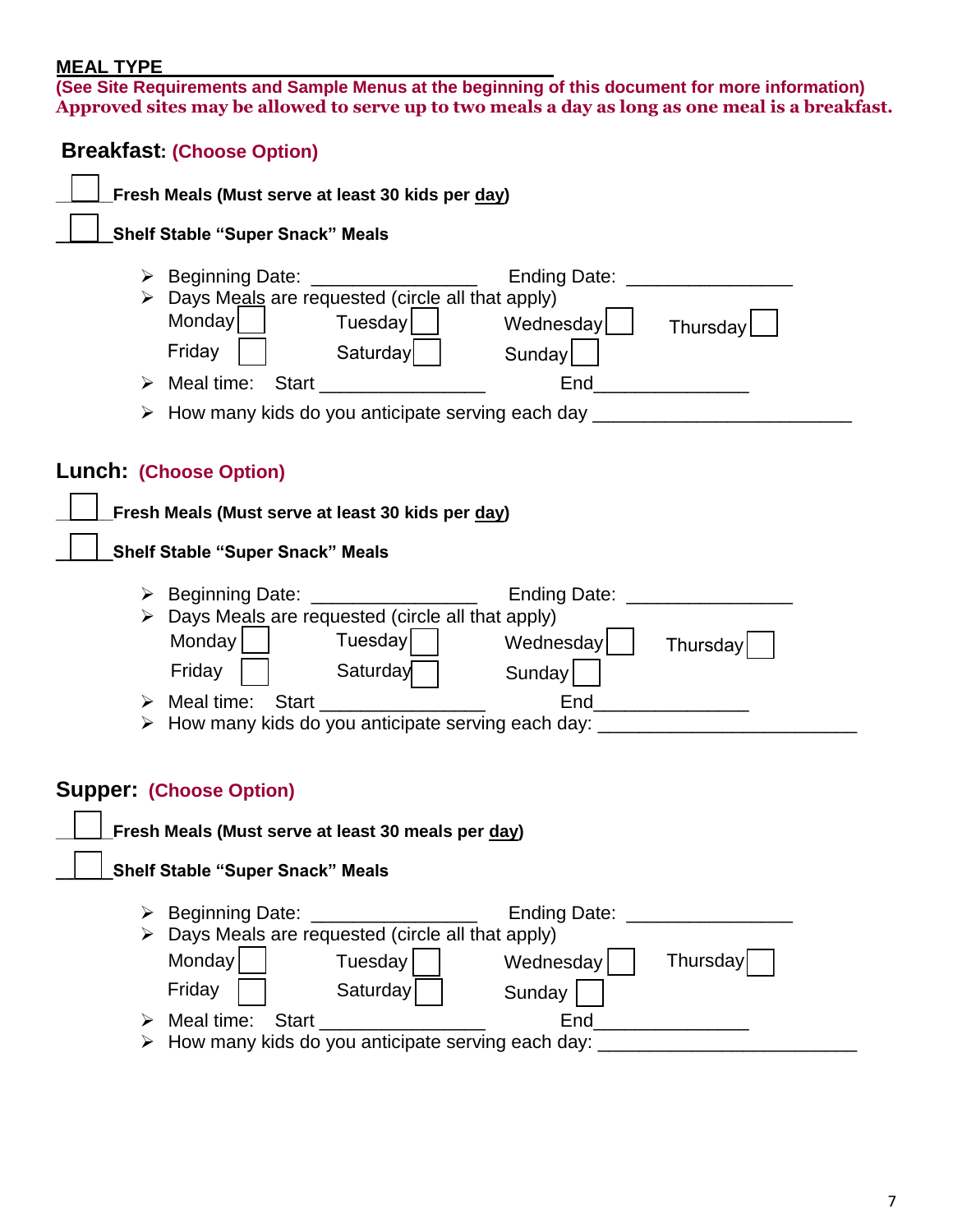**MEAL TYPE**

**(See Site Requirements and Sample Menus at the beginning of this document for more information)**

**Approved sites may be allowed to serve up to two meals a day as long as one meal is a breakfast.**

## Breakfast: (Choose Option)

☐ **Fresh Meals (Must serve at least 30 kids per day)**

☐ **Shelf Stable "Super Snack" Meals**

- Beginning Date: ________________ Ending Date: ________________
- Days Meals are requested (circle all that apply)

  Monday ☐ Tuesday ☐ Wednesday ☐ Thursday ☐

  Friday ☐ Saturday ☐ Sunday ☐
- Meal time: Start ________________ End_______________
- How many kids do you anticipate serving each day _________________________

## Lunch: (Choose Option)

☐ **Fresh Meals (Must serve at least 30 kids per day)**

☐ **Shelf Stable "Super Snack" Meals**

- Beginning Date: ________________ Ending Date: ________________
- Days Meals are requested (circle all that apply)

  Monday ☐ Tuesday ☐ Wednesday ☐ Thursday ☐

  Friday ☐ Saturday ☐ Sunday ☐
- Meal time: Start ________________ End_______________
- How many kids do you anticipate serving each day: _________________________

## Supper: (Choose Option)

☐ **Fresh Meals (Must serve at least 30 meals per day)**

☐ **Shelf Stable "Super Snack" Meals**

- Beginning Date: ________________ Ending Date: ________________
- Days Meals are requested (circle all that apply)

  Monday ☐ Tuesday ☐ Wednesday ☐ Thursday ☐

  Friday ☐ Saturday ☐ Sunday ☐
- Meal time: Start ________________ End_______________
- How many kids do you anticipate serving each day: _________________________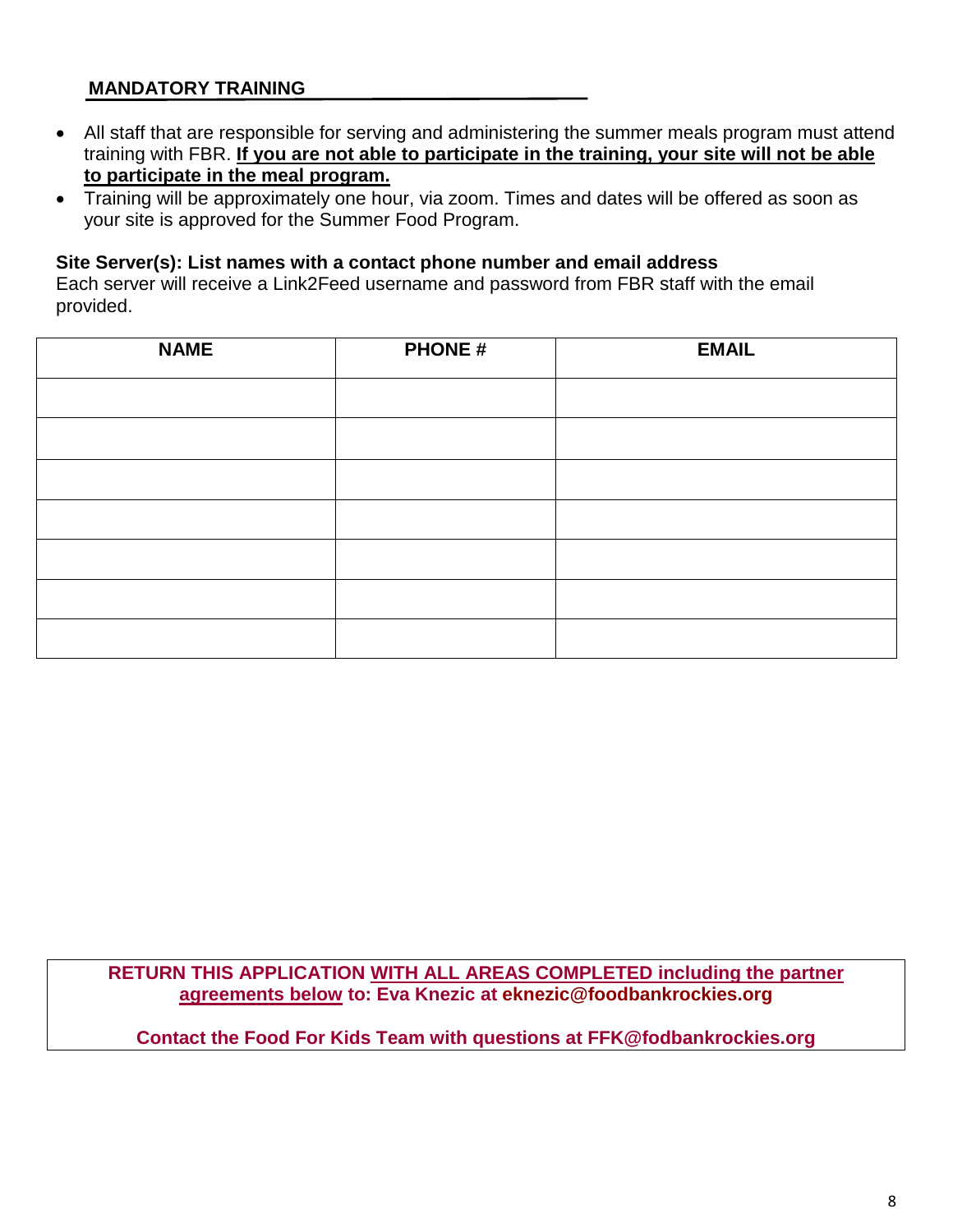## MANDATORY TRAINING

- All staff that are responsible for serving and administering the summer meals program must attend training with FBR. **If you are not able to participate in the training, your site will not be able to participate in the meal program.**
- Training will be approximately one hour, via zoom. Times and dates will be offered as soon as your site is approved for the Summer Food Program.

**Site Server(s): List names with a contact phone number and email address**
Each server will receive a Link2Feed username and password from FBR staff with the email provided.

| NAME | PHONE # | EMAIL |
|---|---|---|
| | | |
| | | |
| | | |
| | | |
| | | |
| | | |
| | | |

**RETURN THIS APPLICATION WITH ALL AREAS COMPLETED including the partner agreements below to: Eva Knezic at eknezic@foodbankrockies.org**

**Contact the Food For Kids Team with questions at FFK@fodbankrockies.org**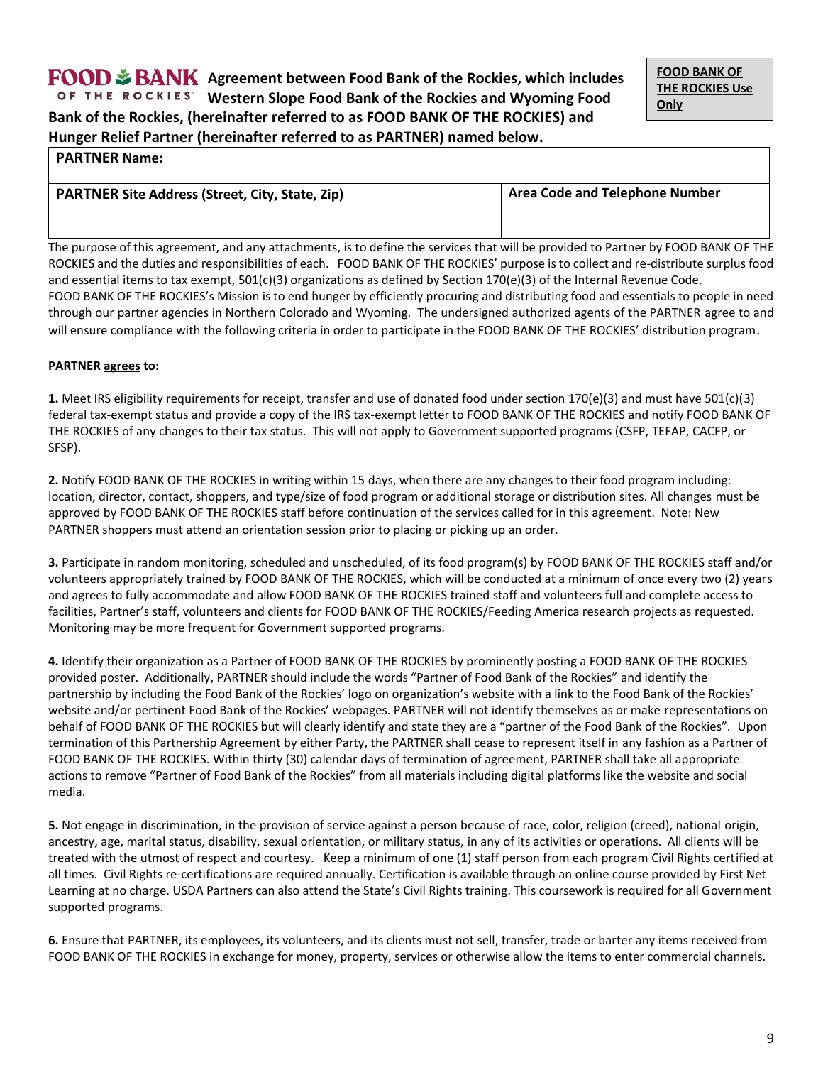**FOOD BANK OF THE ROCKIES** Agreement between Food Bank of the Rockies, which includes Western Slope Food Bank of the Rockies and Wyoming Food Bank of the Rockies, (hereinafter referred to as FOOD BANK OF THE ROCKIES) and Hunger Relief Partner (hereinafter referred to as PARTNER) named below.

| **FOOD BANK OF THE ROCKIES Use Only** |
|---|
| |

| **PARTNER Name:** | |
|---|---|
| **PARTNER Site Address (Street, City, State, Zip)** | **Area Code and Telephone Number** |
| | |

The purpose of this agreement, and any attachments, is to define the services that will be provided to Partner by FOOD BANK OF THE ROCKIES and the duties and responsibilities of each. FOOD BANK OF THE ROCKIES' purpose is to collect and re-distribute surplus food and essential items to tax exempt, 501(c)(3) organizations as defined by Section 170(e)(3) of the Internal Revenue Code. FOOD BANK OF THE ROCKIES's Mission is to end hunger by efficiently procuring and distributing food and essentials to people in need through our partner agencies in Northern Colorado and Wyoming. The undersigned authorized agents of the PARTNER agree to and will ensure compliance with the following criteria in order to participate in the FOOD BANK OF THE ROCKIES' distribution program.

**PARTNER agrees to:**

**1.** Meet IRS eligibility requirements for receipt, transfer and use of donated food under section 170(e)(3) and must have 501(c)(3) federal tax-exempt status and provide a copy of the IRS tax-exempt letter to FOOD BANK OF THE ROCKIES and notify FOOD BANK OF THE ROCKIES of any changes to their tax status. This will not apply to Government supported programs (CSFP, TEFAP, CACFP, or SFSP).

**2.** Notify FOOD BANK OF THE ROCKIES in writing within 15 days, when there are any changes to their food program including: location, director, contact, shoppers, and type/size of food program or additional storage or distribution sites. All changes must be approved by FOOD BANK OF THE ROCKIES staff before continuation of the services called for in this agreement. Note: New PARTNER shoppers must attend an orientation session prior to placing or picking up an order.

**3.** Participate in random monitoring, scheduled and unscheduled, of its food program(s) by FOOD BANK OF THE ROCKIES staff and/or volunteers appropriately trained by FOOD BANK OF THE ROCKIES, which will be conducted at a minimum of once every two (2) years and agrees to fully accommodate and allow FOOD BANK OF THE ROCKIES trained staff and volunteers full and complete access to facilities, Partner's staff, volunteers and clients for FOOD BANK OF THE ROCKIES/Feeding America research projects as requested. Monitoring may be more frequent for Government supported programs.

**4.** Identify their organization as a Partner of FOOD BANK OF THE ROCKIES by prominently posting a FOOD BANK OF THE ROCKIES provided poster. Additionally, PARTNER should include the words "Partner of Food Bank of the Rockies" and identify the partnership by including the Food Bank of the Rockies' logo on organization's website with a link to the Food Bank of the Rockies' website and/or pertinent Food Bank of the Rockies' webpages. PARTNER will not identify themselves as or make representations on behalf of FOOD BANK OF THE ROCKIES but will clearly identify and state they are a "partner of the Food Bank of the Rockies". Upon termination of this Partnership Agreement by either Party, the PARTNER shall cease to represent itself in any fashion as a Partner of FOOD BANK OF THE ROCKIES. Within thirty (30) calendar days of termination of agreement, PARTNER shall take all appropriate actions to remove "Partner of Food Bank of the Rockies" from all materials including digital platforms like the website and social media.

**5.** Not engage in discrimination, in the provision of service against a person because of race, color, religion (creed), national origin, ancestry, age, marital status, disability, sexual orientation, or military status, in any of its activities or operations. All clients will be treated with the utmost of respect and courtesy. Keep a minimum of one (1) staff person from each program Civil Rights certified at all times. Civil Rights re-certifications are required annually. Certification is available through an online course provided by First Net Learning at no charge. USDA Partners can also attend the State's Civil Rights training. This coursework is required for all Government supported programs.

**6.** Ensure that PARTNER, its employees, its volunteers, and its clients must not sell, transfer, trade or barter any items received from FOOD BANK OF THE ROCKIES in exchange for money, property, services or otherwise allow the items to enter commercial channels.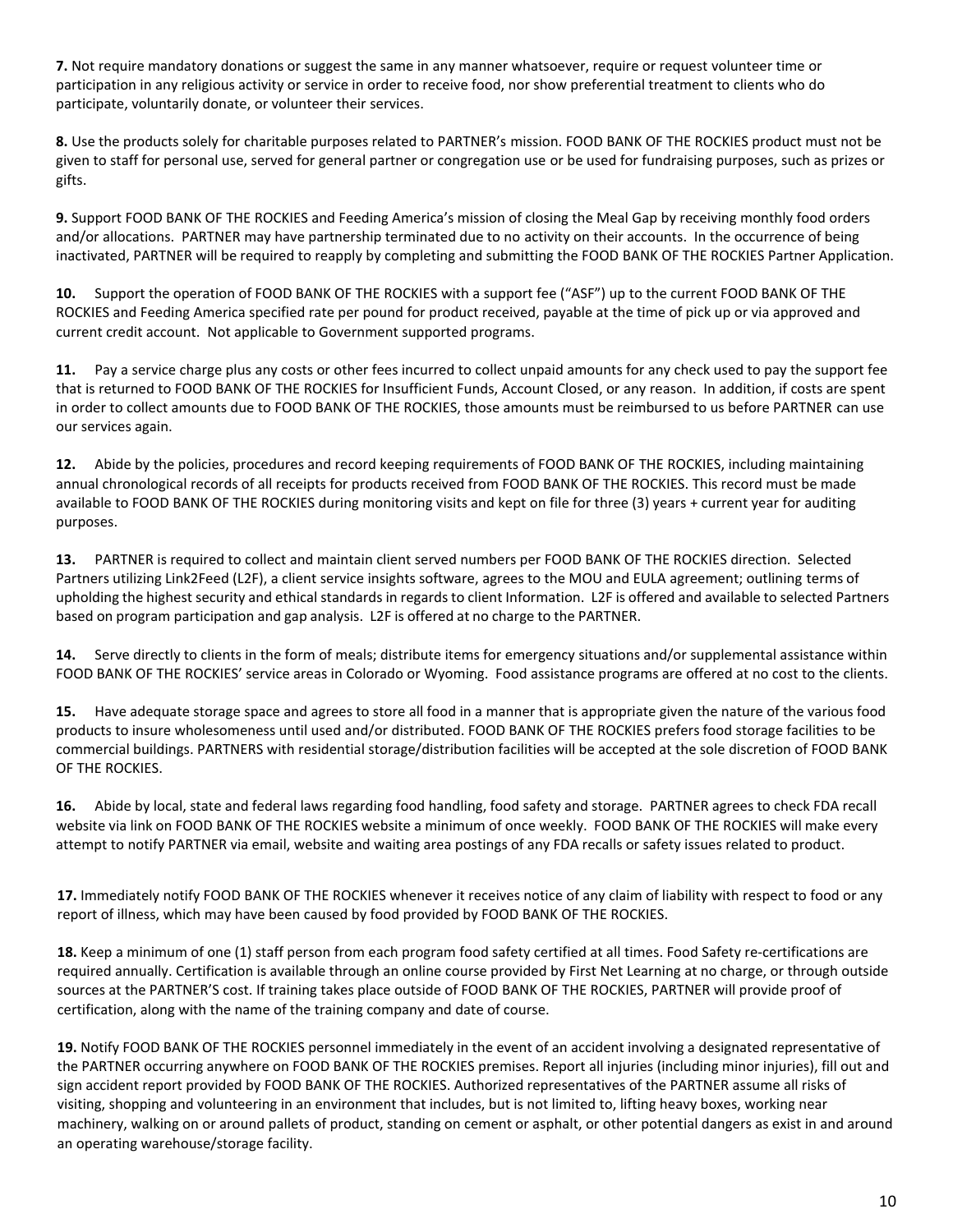**7.** Not require mandatory donations or suggest the same in any manner whatsoever, require or request volunteer time or participation in any religious activity or service in order to receive food, nor show preferential treatment to clients who do participate, voluntarily donate, or volunteer their services.

**8.** Use the products solely for charitable purposes related to PARTNER's mission. FOOD BANK OF THE ROCKIES product must not be given to staff for personal use, served for general partner or congregation use or be used for fundraising purposes, such as prizes or gifts.

**9.** Support FOOD BANK OF THE ROCKIES and Feeding America's mission of closing the Meal Gap by receiving monthly food orders and/or allocations. PARTNER may have partnership terminated due to no activity on their accounts. In the occurrence of being inactivated, PARTNER will be required to reapply by completing and submitting the FOOD BANK OF THE ROCKIES Partner Application.

**10.** Support the operation of FOOD BANK OF THE ROCKIES with a support fee ("ASF") up to the current FOOD BANK OF THE ROCKIES and Feeding America specified rate per pound for product received, payable at the time of pick up or via approved and current credit account. Not applicable to Government supported programs.

**11.** Pay a service charge plus any costs or other fees incurred to collect unpaid amounts for any check used to pay the support fee that is returned to FOOD BANK OF THE ROCKIES for Insufficient Funds, Account Closed, or any reason. In addition, if costs are spent in order to collect amounts due to FOOD BANK OF THE ROCKIES, those amounts must be reimbursed to us before PARTNER can use our services again.

**12.** Abide by the policies, procedures and record keeping requirements of FOOD BANK OF THE ROCKIES, including maintaining annual chronological records of all receipts for products received from FOOD BANK OF THE ROCKIES. This record must be made available to FOOD BANK OF THE ROCKIES during monitoring visits and kept on file for three (3) years + current year for auditing purposes.

**13.** PARTNER is required to collect and maintain client served numbers per FOOD BANK OF THE ROCKIES direction. Selected Partners utilizing Link2Feed (L2F), a client service insights software, agrees to the MOU and EULA agreement; outlining terms of upholding the highest security and ethical standards in regards to client Information. L2F is offered and available to selected Partners based on program participation and gap analysis. L2F is offered at no charge to the PARTNER.

**14.** Serve directly to clients in the form of meals; distribute items for emergency situations and/or supplemental assistance within FOOD BANK OF THE ROCKIES' service areas in Colorado or Wyoming. Food assistance programs are offered at no cost to the clients.

**15.** Have adequate storage space and agrees to store all food in a manner that is appropriate given the nature of the various food products to insure wholesomeness until used and/or distributed. FOOD BANK OF THE ROCKIES prefers food storage facilities to be commercial buildings. PARTNERS with residential storage/distribution facilities will be accepted at the sole discretion of FOOD BANK OF THE ROCKIES.

**16.** Abide by local, state and federal laws regarding food handling, food safety and storage. PARTNER agrees to check FDA recall website via link on FOOD BANK OF THE ROCKIES website a minimum of once weekly. FOOD BANK OF THE ROCKIES will make every attempt to notify PARTNER via email, website and waiting area postings of any FDA recalls or safety issues related to product.

**17.** Immediately notify FOOD BANK OF THE ROCKIES whenever it receives notice of any claim of liability with respect to food or any report of illness, which may have been caused by food provided by FOOD BANK OF THE ROCKIES.

**18.** Keep a minimum of one (1) staff person from each program food safety certified at all times. Food Safety re-certifications are required annually. Certification is available through an online course provided by First Net Learning at no charge, or through outside sources at the PARTNER'S cost. If training takes place outside of FOOD BANK OF THE ROCKIES, PARTNER will provide proof of certification, along with the name of the training company and date of course.

**19.** Notify FOOD BANK OF THE ROCKIES personnel immediately in the event of an accident involving a designated representative of the PARTNER occurring anywhere on FOOD BANK OF THE ROCKIES premises. Report all injuries (including minor injuries), fill out and sign accident report provided by FOOD BANK OF THE ROCKIES. Authorized representatives of the PARTNER assume all risks of visiting, shopping and volunteering in an environment that includes, but is not limited to, lifting heavy boxes, working near machinery, walking on or around pallets of product, standing on cement or asphalt, or other potential dangers as exist in and around an operating warehouse/storage facility.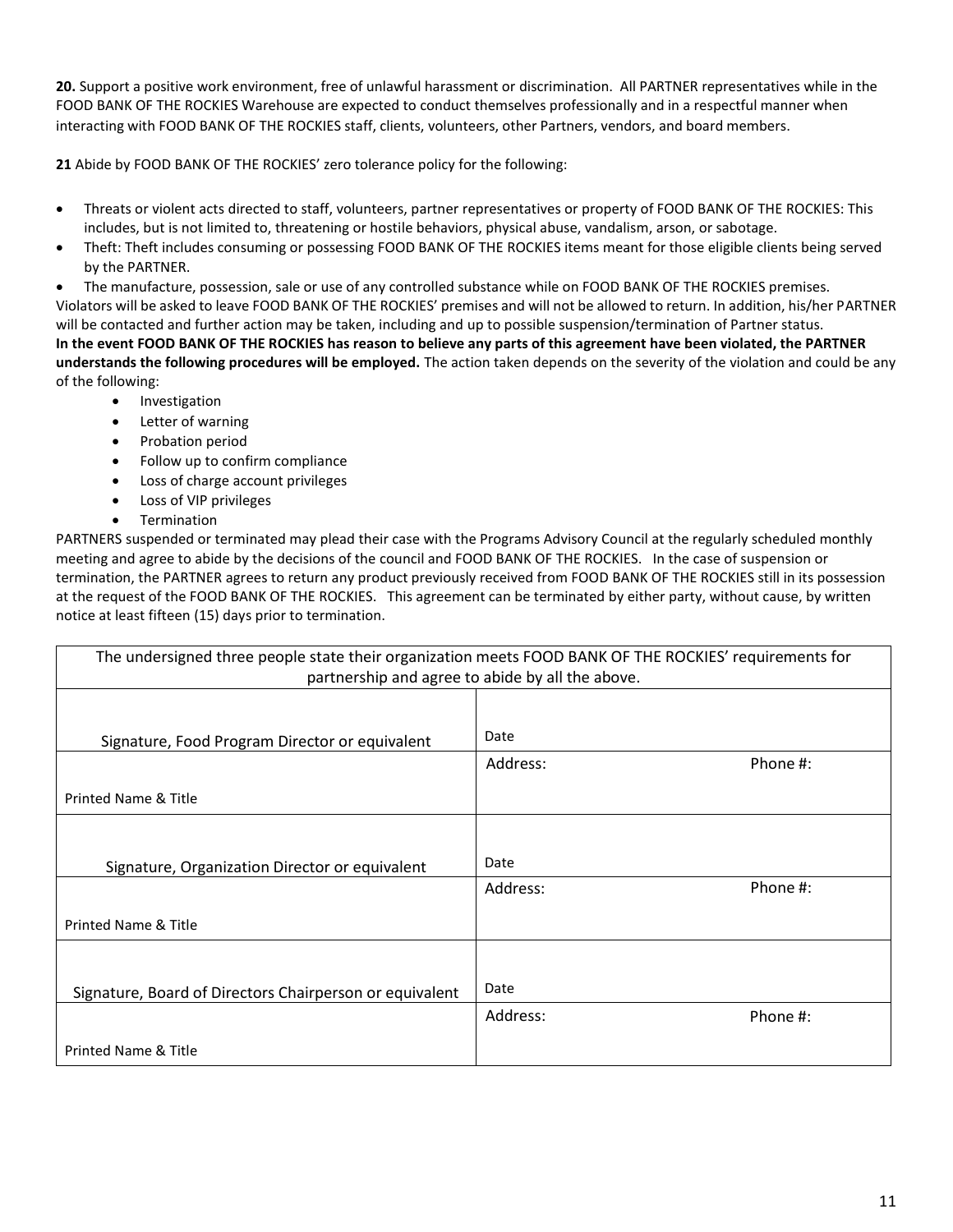**20.** Support a positive work environment, free of unlawful harassment or discrimination. All PARTNER representatives while in the FOOD BANK OF THE ROCKIES Warehouse are expected to conduct themselves professionally and in a respectful manner when interacting with FOOD BANK OF THE ROCKIES staff, clients, volunteers, other Partners, vendors, and board members.

**21** Abide by FOOD BANK OF THE ROCKIES' zero tolerance policy for the following:

- Threats or violent acts directed to staff, volunteers, partner representatives or property of FOOD BANK OF THE ROCKIES: This includes, but is not limited to, threatening or hostile behaviors, physical abuse, vandalism, arson, or sabotage.
- Theft: Theft includes consuming or possessing FOOD BANK OF THE ROCKIES items meant for those eligible clients being served by the PARTNER.
- The manufacture, possession, sale or use of any controlled substance while on FOOD BANK OF THE ROCKIES premises.

Violators will be asked to leave FOOD BANK OF THE ROCKIES' premises and will not be allowed to return. In addition, his/her PARTNER will be contacted and further action may be taken, including and up to possible suspension/termination of Partner status.

**In the event FOOD BANK OF THE ROCKIES has reason to believe any parts of this agreement have been violated, the PARTNER understands the following procedures will be employed.** The action taken depends on the severity of the violation and could be any of the following:

- Investigation
- Letter of warning
- Probation period
- Follow up to confirm compliance
- Loss of charge account privileges
- Loss of VIP privileges
- Termination

PARTNERS suspended or terminated may plead their case with the Programs Advisory Council at the regularly scheduled monthly meeting and agree to abide by the decisions of the council and FOOD BANK OF THE ROCKIES. In the case of suspension or termination, the PARTNER agrees to return any product previously received from FOOD BANK OF THE ROCKIES still in its possession at the request of the FOOD BANK OF THE ROCKIES. This agreement can be terminated by either party, without cause, by written notice at least fifteen (15) days prior to termination.

| The undersigned three people state their organization meets FOOD BANK OF THE ROCKIES' requirements for partnership and agree to abide by all the above. | |
|---|---|
| Signature, Food Program Director or equivalent | Date |
| Printed Name & Title | Address: Phone #: |
| Signature, Organization Director or equivalent | Date |
| Printed Name & Title | Address: Phone #: |
| Signature, Board of Directors Chairperson or equivalent | Date |
| Printed Name & Title | Address: Phone #: |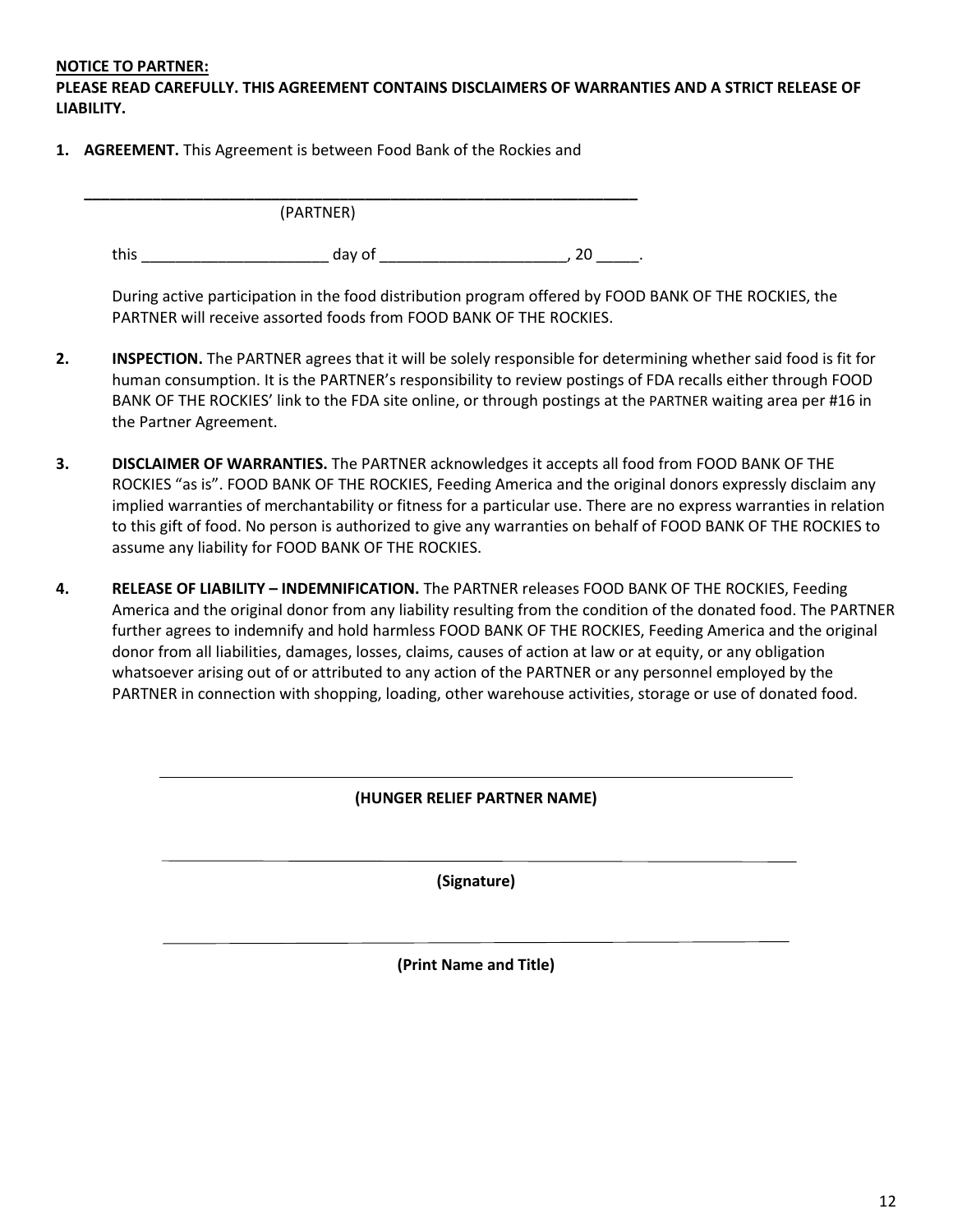**NOTICE TO PARTNER:**

**PLEASE READ CAREFULLY. THIS AGREEMENT CONTAINS DISCLAIMERS OF WARRANTIES AND A STRICT RELEASE OF LIABILITY.**

1. **AGREEMENT.** This Agreement is between Food Bank of the Rockies and

   ______________________________________________________________________
   (PARTNER)

   this ______________________ day of ______________________, 20 _____.

   During active participation in the food distribution program offered by FOOD BANK OF THE ROCKIES, the PARTNER will receive assorted foods from FOOD BANK OF THE ROCKIES.

2. **INSPECTION.** The PARTNER agrees that it will be solely responsible for determining whether said food is fit for human consumption. It is the PARTNER's responsibility to review postings of FDA recalls either through FOOD BANK OF THE ROCKIES' link to the FDA site online, or through postings at the PARTNER waiting area per #16 in the Partner Agreement.

3. **DISCLAIMER OF WARRANTIES.** The PARTNER acknowledges it accepts all food from FOOD BANK OF THE ROCKIES "as is". FOOD BANK OF THE ROCKIES, Feeding America and the original donors expressly disclaim any implied warranties of merchantability or fitness for a particular use. There are no express warranties in relation to this gift of food. No person is authorized to give any warranties on behalf of FOOD BANK OF THE ROCKIES to assume any liability for FOOD BANK OF THE ROCKIES.

4. **RELEASE OF LIABILITY – INDEMNIFICATION.** The PARTNER releases FOOD BANK OF THE ROCKIES, Feeding America and the original donor from any liability resulting from the condition of the donated food. The PARTNER further agrees to indemnify and hold harmless FOOD BANK OF THE ROCKIES, Feeding America and the original donor from all liabilities, damages, losses, claims, causes of action at law or at equity, or any obligation whatsoever arising out of or attributed to any action of the PARTNER or any personnel employed by the PARTNER in connection with shopping, loading, other warehouse activities, storage or use of donated food.

______________________________________________________________________

**(HUNGER RELIEF PARTNER NAME)**

______________________________________________________________________

**(Signature)**

______________________________________________________________________

**(Print Name and Title)**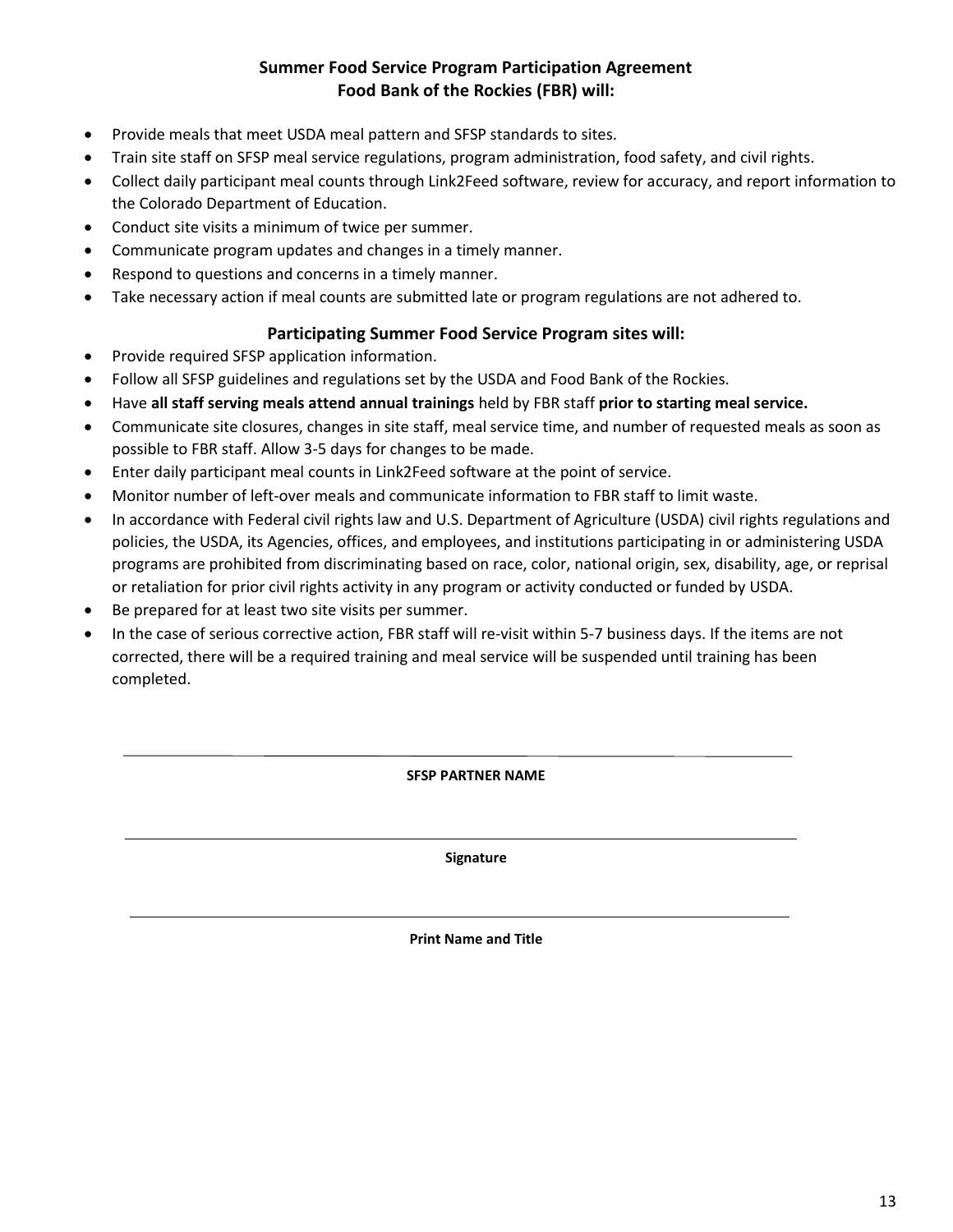## Summer Food Service Program Participation Agreement
## Food Bank of the Rockies (FBR) will:

- Provide meals that meet USDA meal pattern and SFSP standards to sites.
- Train site staff on SFSP meal service regulations, program administration, food safety, and civil rights.
- Collect daily participant meal counts through Link2Feed software, review for accuracy, and report information to the Colorado Department of Education.
- Conduct site visits a minimum of twice per summer.
- Communicate program updates and changes in a timely manner.
- Respond to questions and concerns in a timely manner.
- Take necessary action if meal counts are submitted late or program regulations are not adhered to.

## Participating Summer Food Service Program sites will:

- Provide required SFSP application information.
- Follow all SFSP guidelines and regulations set by the USDA and Food Bank of the Rockies.
- Have **all staff serving meals attend annual trainings** held by FBR staff **prior to starting meal service.**
- Communicate site closures, changes in site staff, meal service time, and number of requested meals as soon as possible to FBR staff. Allow 3-5 days for changes to be made.
- Enter daily participant meal counts in Link2Feed software at the point of service.
- Monitor number of left-over meals and communicate information to FBR staff to limit waste.
- In accordance with Federal civil rights law and U.S. Department of Agriculture (USDA) civil rights regulations and policies, the USDA, its Agencies, offices, and employees, and institutions participating in or administering USDA programs are prohibited from discriminating based on race, color, national origin, sex, disability, age, or reprisal or retaliation for prior civil rights activity in any program or activity conducted or funded by USDA.
- Be prepared for at least two site visits per summer.
- In the case of serious corrective action, FBR staff will re-visit within 5-7 business days. If the items are not corrected, there will be a required training and meal service will be suspended until training has been completed.

\_\_\_\_\_\_\_\_\_\_\_\_\_\_\_\_\_\_\_\_\_\_\_\_\_\_\_\_\_\_\_\_\_\_\_\_\_\_\_\_

**SFSP PARTNER NAME**

\_\_\_\_\_\_\_\_\_\_\_\_\_\_\_\_\_\_\_\_\_\_\_\_\_\_\_\_\_\_\_\_\_\_\_\_\_\_\_\_

**Signature**

\_\_\_\_\_\_\_\_\_\_\_\_\_\_\_\_\_\_\_\_\_\_\_\_\_\_\_\_\_\_\_\_\_\_\_\_\_\_\_\_

**Print Name and Title**